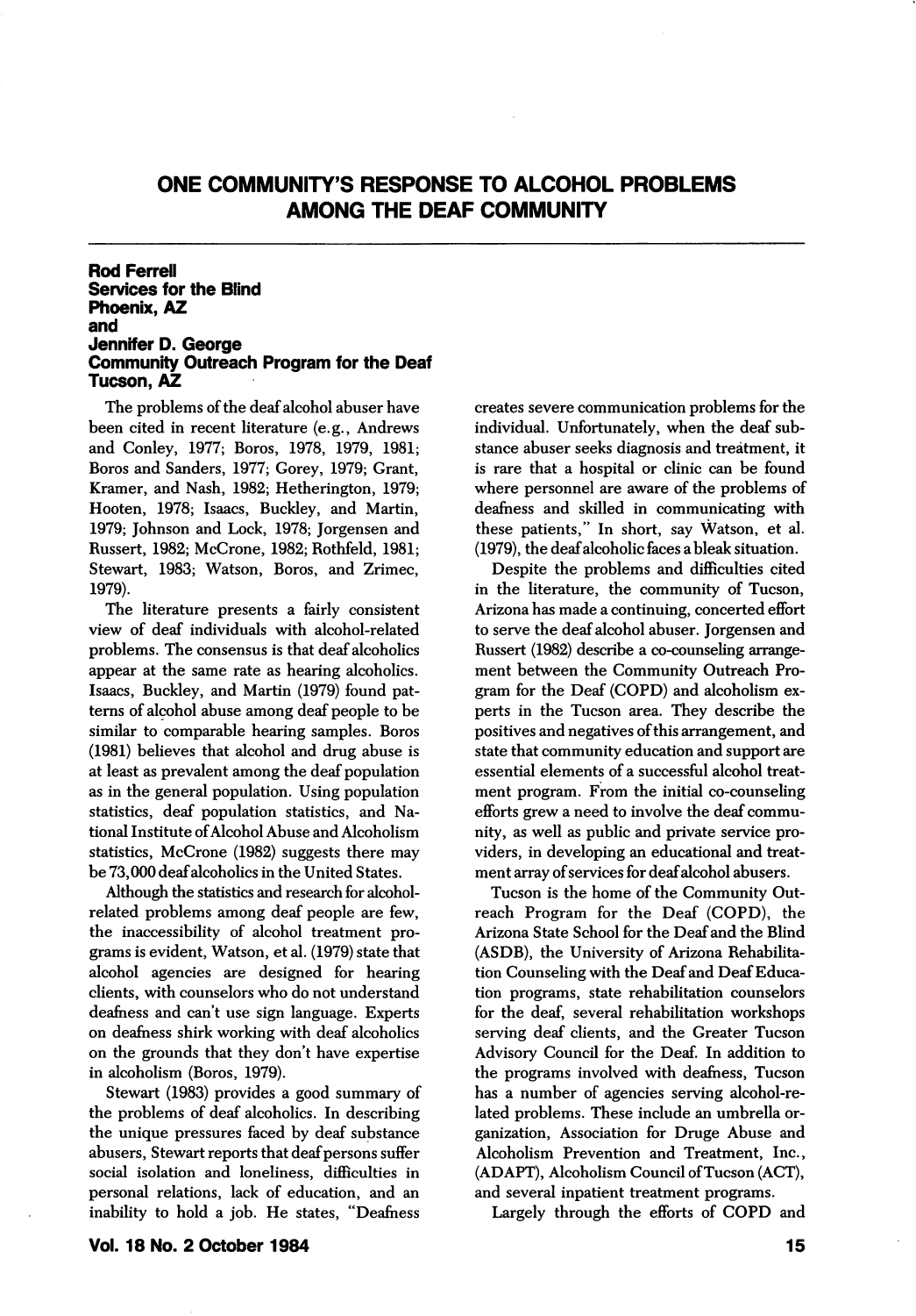# ONE COMMUNITY'S RESPONSE TO ALCOHOL PROBLEMS AMONG THE DEAF COMMUNITY

**Rod Ferrell**
**Services for the Blind**
**Phoenix, AZ**
**and**
**Jennifer D. George**
**Community Outreach Program for the Deaf**
**Tucson, AZ**

The problems of the deaf alcohol abuser have been cited in recent literature (e.g., Andrews and Conley, 1977; Boros, 1978, 1979, 1981; Boros and Sanders, 1977; Gorey, 1979; Grant, Kramer, and Nash, 1982; Hetherington, 1979; Hooten, 1978; Isaacs, Buckley, and Martin, 1979; Johnson and Lock, 1978; Jorgensen and Russert, 1982; McCrone, 1982; Rothfeld, 1981; Stewart, 1983; Watson, Boros, and Zrimec, 1979).

The literature presents a fairly consistent view of deaf individuals with alcohol-related problems. The consensus is that deaf alcoholics appear at the same rate as hearing alcoholics. Isaacs, Buckley, and Martin (1979) found patterns of alcohol abuse among deaf people to be similar to comparable hearing samples. Boros (1981) believes that alcohol and drug abuse is at least as prevalent among the deaf population as in the general population. Using population statistics, deaf population statistics, and National Institute of Alcohol Abuse and Alcoholism statistics, McCrone (1982) suggests there may be 73,000 deaf alcoholics in the United States.

Although the statistics and research for alcohol-related problems among deaf people are few, the inaccessibility of alcohol treatment programs is evident, Watson, et al. (1979) state that alcohol agencies are designed for hearing clients, with counselors who do not understand deafness and can't use sign language. Experts on deafness shirk working with deaf alcoholics on the grounds that they don't have expertise in alcoholism (Boros, 1979).

Stewart (1983) provides a good summary of the problems of deaf alcoholics. In describing the unique pressures faced by deaf substance abusers, Stewart reports that deaf persons suffer social isolation and loneliness, difficulties in personal relations, lack of education, and an inability to hold a job. He states, "Deafness creates severe communication problems for the individual. Unfortunately, when the deaf substance abuser seeks diagnosis and treatment, it is rare that a hospital or clinic can be found where personnel are aware of the problems of deafness and skilled in communicating with these patients," In short, say Watson, et al. (1979), the deaf alcoholic faces a bleak situation.

Despite the problems and difficulties cited in the literature, the community of Tucson, Arizona has made a continuing, concerted effort to serve the deaf alcohol abuser. Jorgensen and Russert (1982) describe a co-counseling arrangement between the Community Outreach Program for the Deaf (COPD) and alcoholism experts in the Tucson area. They describe the positives and negatives of this arrangement, and state that community education and support are essential elements of a successful alcohol treatment program. From the initial co-counseling efforts grew a need to involve the deaf community, as well as public and private service providers, in developing an educational and treatment array of services for deaf alcohol abusers.

Tucson is the home of the Community Outreach Program for the Deaf (COPD), the Arizona State School for the Deaf and the Blind (ASDB), the University of Arizona Rehabilitation Counseling with the Deaf and Deaf Education programs, state rehabilitation counselors for the deaf, several rehabilitation workshops serving deaf clients, and the Greater Tucson Advisory Council for the Deaf. In addition to the programs involved with deafness, Tucson has a number of agencies serving alcohol-related problems. These include an umbrella organization, Association for Druge Abuse and Alcoholism Prevention and Treatment, Inc., (ADAPT), Alcoholism Council of Tucson (ACT), and several inpatient treatment programs.

Largely through the efforts of COPD and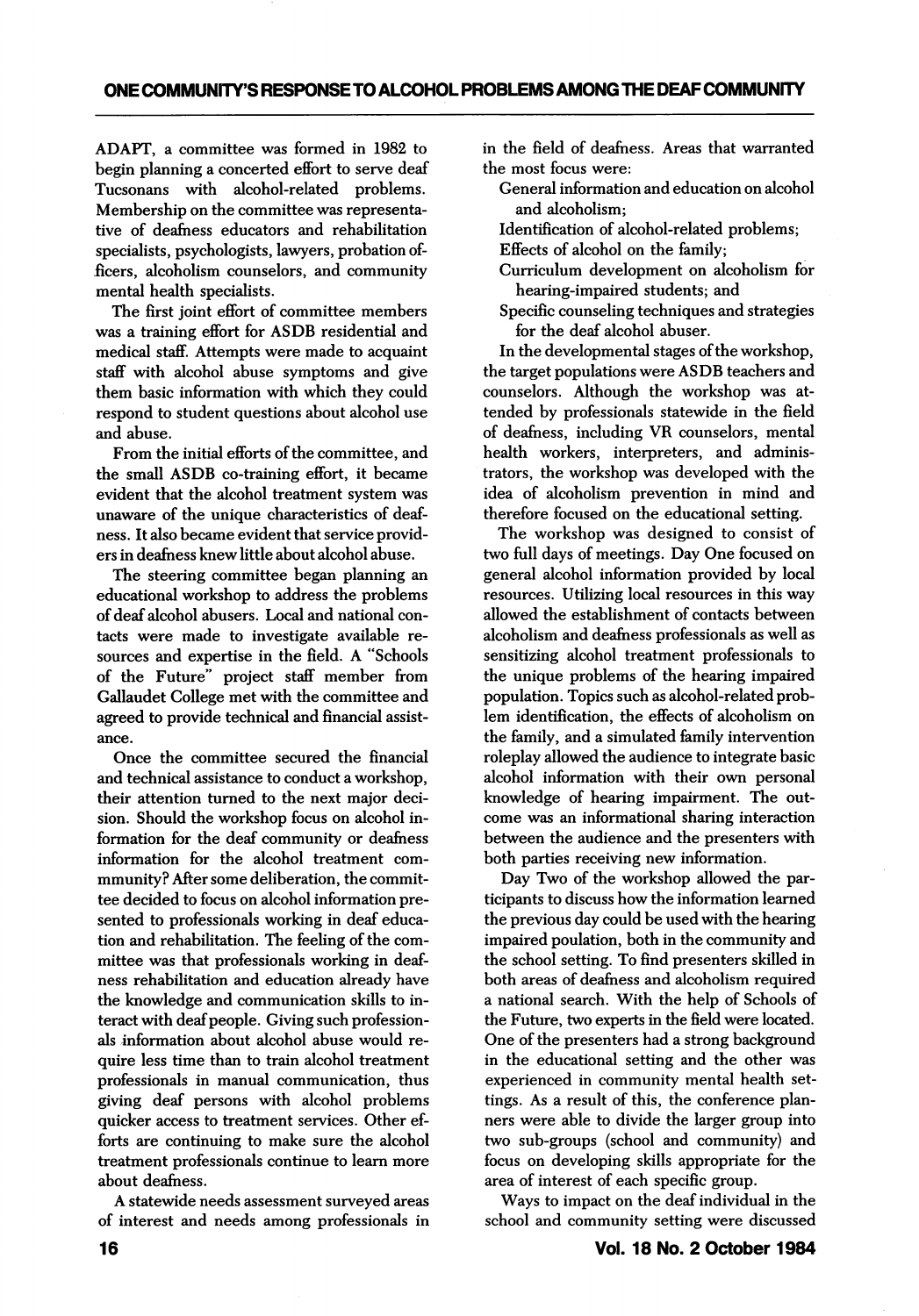ADAPT, a committee was formed in 1982 to begin planning a concerted effort to serve deaf Tucsonans with alcohol-related problems. Membership on the committee was representative of deafness educators and rehabilitation specialists, psychologists, lawyers, probation officers, alcoholism counselors, and community mental health specialists.

The first joint effort of committee members was a training effort for ASDB residential and medical staff. Attempts were made to acquaint staff with alcohol abuse symptoms and give them basic information with which they could respond to student questions about alcohol use and abuse.

From the initial efforts of the committee, and the small ASDB co-training effort, it became evident that the alcohol treatment system was unaware of the unique characteristics of deafness. It also became evident that service providers in deafness knew little about alcohol abuse.

The steering committee began planning an educational workshop to address the problems of deaf alcohol abusers. Local and national contacts were made to investigate available resources and expertise in the field. A "Schools of the Future" project staff member from Gallaudet College met with the committee and agreed to provide technical and financial assistance.

Once the committee secured the financial and technical assistance to conduct a workshop, their attention turned to the next major decision. Should the workshop focus on alcohol information for the deaf community or deafness information for the alcohol treatment commmunity? After some deliberation, the committee decided to focus on alcohol information presented to professionals working in deaf education and rehabilitation. The feeling of the committee was that professionals working in deafness rehabilitation and education already have the knowledge and communication skills to interact with deaf people. Giving such professionals information about alcohol abuse would require less time than to train alcohol treatment professionals in manual communication, thus giving deaf persons with alcohol problems quicker access to treatment services. Other efforts are continuing to make sure the alcohol treatment professionals continue to learn more about deafness.

A statewide needs assessment surveyed areas of interest and needs among professionals in the field of deafness. Areas that warranted the most focus were:

- General information and education on alcohol and alcoholism;
- Identification of alcohol-related problems;
- Effects of alcohol on the family;
- Curriculum development on alcoholism for hearing-impaired students; and
- Specific counseling techniques and strategies for the deaf alcohol abuser.

In the developmental stages of the workshop, the target populations were ASDB teachers and counselors. Although the workshop was attended by professionals statewide in the field of deafness, including VR counselors, mental health workers, interpreters, and administrators, the workshop was developed with the idea of alcoholism prevention in mind and therefore focused on the educational setting.

The workshop was designed to consist of two full days of meetings. Day One focused on general alcohol information provided by local resources. Utilizing local resources in this way allowed the establishment of contacts between alcoholism and deafness professionals as well as sensitizing alcohol treatment professionals to the unique problems of the hearing impaired population. Topics such as alcohol-related problem identification, the effects of alcoholism on the family, and a simulated family intervention roleplay allowed the audience to integrate basic alcohol information with their own personal knowledge of hearing impairment. The outcome was an informational sharing interaction between the audience and the presenters with both parties receiving new information.

Day Two of the workshop allowed the participants to discuss how the information learned the previous day could be used with the hearing impaired poulation, both in the community and the school setting. To find presenters skilled in both areas of deafness and alcoholism required a national search. With the help of Schools of the Future, two experts in the field were located. One of the presenters had a strong background in the educational setting and the other was experienced in community mental health settings. As a result of this, the conference planners were able to divide the larger group into two sub-groups (school and community) and focus on developing skills appropriate for the area of interest of each specific group.

Ways to impact on the deaf individual in the school and community setting were discussed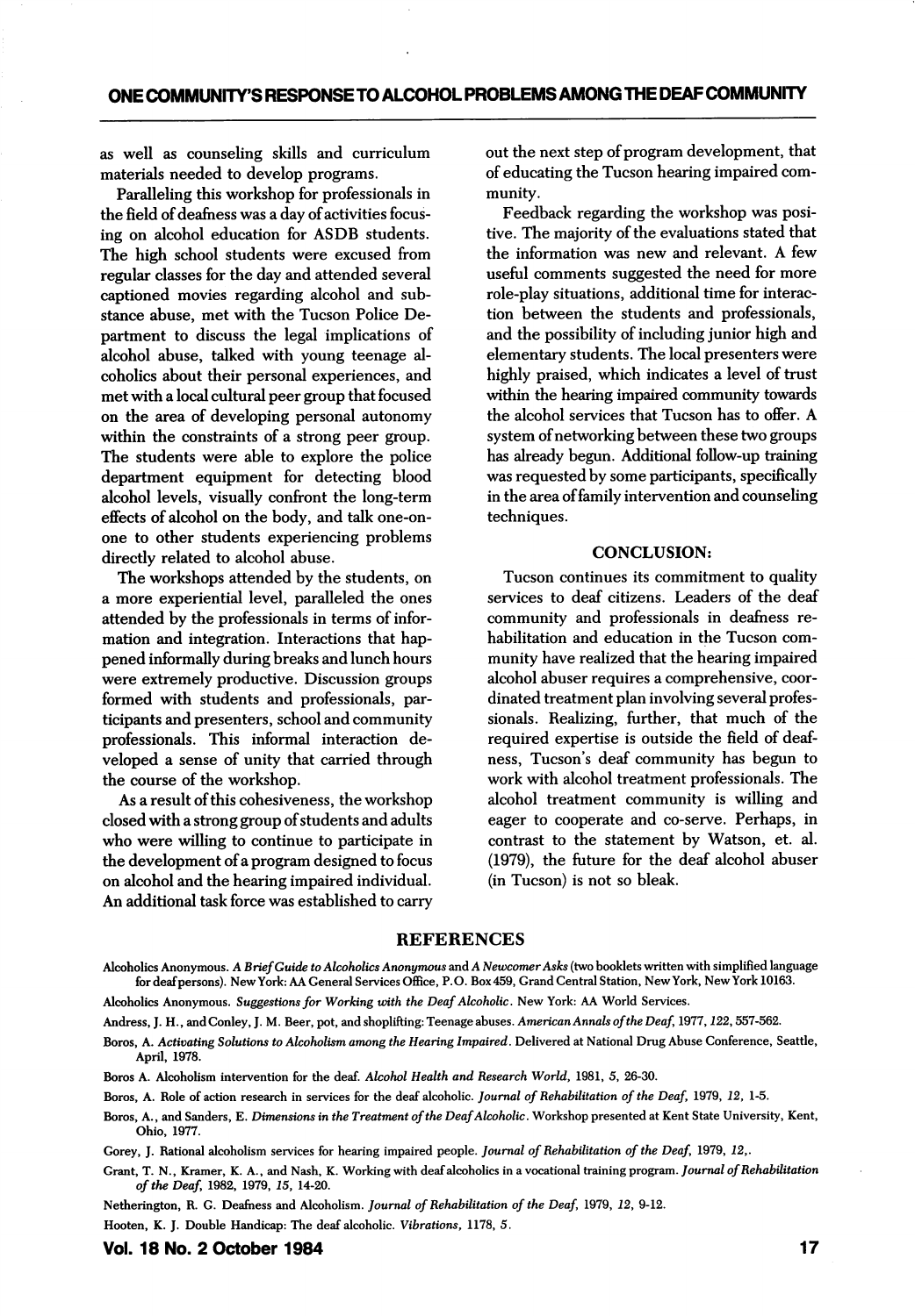as well as counseling skills and curriculum materials needed to develop programs.

Paralleling this workshop for professionals in the field of deafness was a day of activities focusing on alcohol education for ASDB students. The high school students were excused from regular classes for the day and attended several captioned movies regarding alcohol and substance abuse, met with the Tucson Police Department to discuss the legal implications of alcohol abuse, talked with young teenage alcoholics about their personal experiences, and met with a local cultural peer group that focused on the area of developing personal autonomy within the constraints of a strong peer group. The students were able to explore the police department equipment for detecting blood alcohol levels, visually confront the long-term effects of alcohol on the body, and talk one-on-one to other students experiencing problems directly related to alcohol abuse.

The workshops attended by the students, on a more experiential level, paralleled the ones attended by the professionals in terms of information and integration. Interactions that happened informally during breaks and lunch hours were extremely productive. Discussion groups formed with students and professionals, participants and presenters, school and community professionals. This informal interaction developed a sense of unity that carried through the course of the workshop.

As a result of this cohesiveness, the workshop closed with a strong group of students and adults who were willing to continue to participate in the development of a program designed to focus on alcohol and the hearing impaired individual. An additional task force was established to carry out the next step of program development, that of educating the Tucson hearing impaired community.

Feedback regarding the workshop was positive. The majority of the evaluations stated that the information was new and relevant. A few useful comments suggested the need for more role-play situations, additional time for interaction between the students and professionals, and the possibility of including junior high and elementary students. The local presenters were highly praised, which indicates a level of trust within the hearing impaired community towards the alcohol services that Tucson has to offer. A system of networking between these two groups has already begun. Additional follow-up training was requested by some participants, specifically in the area of family intervention and counseling techniques.

## CONCLUSION:

Tucson continues its commitment to quality services to deaf citizens. Leaders of the deaf community and professionals in deafness rehabilitation and education in the Tucson community have realized that the hearing impaired alcohol abuser requires a comprehensive, coordinated treatment plan involving several professionals. Realizing, further, that much of the required expertise is outside the field of deafness, Tucson's deaf community has begun to work with alcohol treatment professionals. The alcohol treatment community is willing and eager to cooperate and co-serve. Perhaps, in contrast to the statement by Watson, et. al. (1979), the future for the deaf alcohol abuser (in Tucson) is not so bleak.

## REFERENCES

Alcoholics Anonymous. *A Brief Guide to Alcoholics Anonymous* and *A Newcomer Asks* (two booklets written with simplified language for deaf persons). New York: AA General Services Office, P.O. Box 459, Grand Central Station, New York, New York 10163.

Alcoholics Anonymous. *Suggestions for Working with the Deaf Alcoholic*. New York: AA World Services.

Andress, J. H., and Conley, J. M. Beer, pot, and shoplifting: Teenage abuses. *American Annals of the Deaf*, 1977, *122*, 557-562.

Boros, A. *Activating Solutions to Alcoholism among the Hearing Impaired*. Delivered at National Drug Abuse Conference, Seattle, April, 1978.

Boros A. Alcoholism intervention for the deaf. *Alcohol Health and Research World*, 1981, *5*, 26-30.

Boros, A. Role of action research in services for the deaf alcoholic. *Journal of Rehabilitation of the Deaf*, 1979, *12*, 1-5.

Boros, A., and Sanders, E. *Dimensions in the Treatment of the Deaf Alcoholic*. Workshop presented at Kent State University, Kent, Ohio, 1977.

Gorey, J. Rational alcoholism services for hearing impaired people. *Journal of Rehabilitation of the Deaf*, 1979, *12*,.

Grant, T. N., Kramer, K. A., and Nash, K. Working with deaf alcoholics in a vocational training program. *Journal of Rehabilitation of the Deaf*, 1982, 1979, *15*, 14-20.

Netherington, R. G. Deafness and Alcoholism. *Journal of Rehabilitation of the Deaf*, 1979, *12*, 9-12.

Hooten, K. J. Double Handicap: The deaf alcoholic. *Vibrations*, 1178, *5*.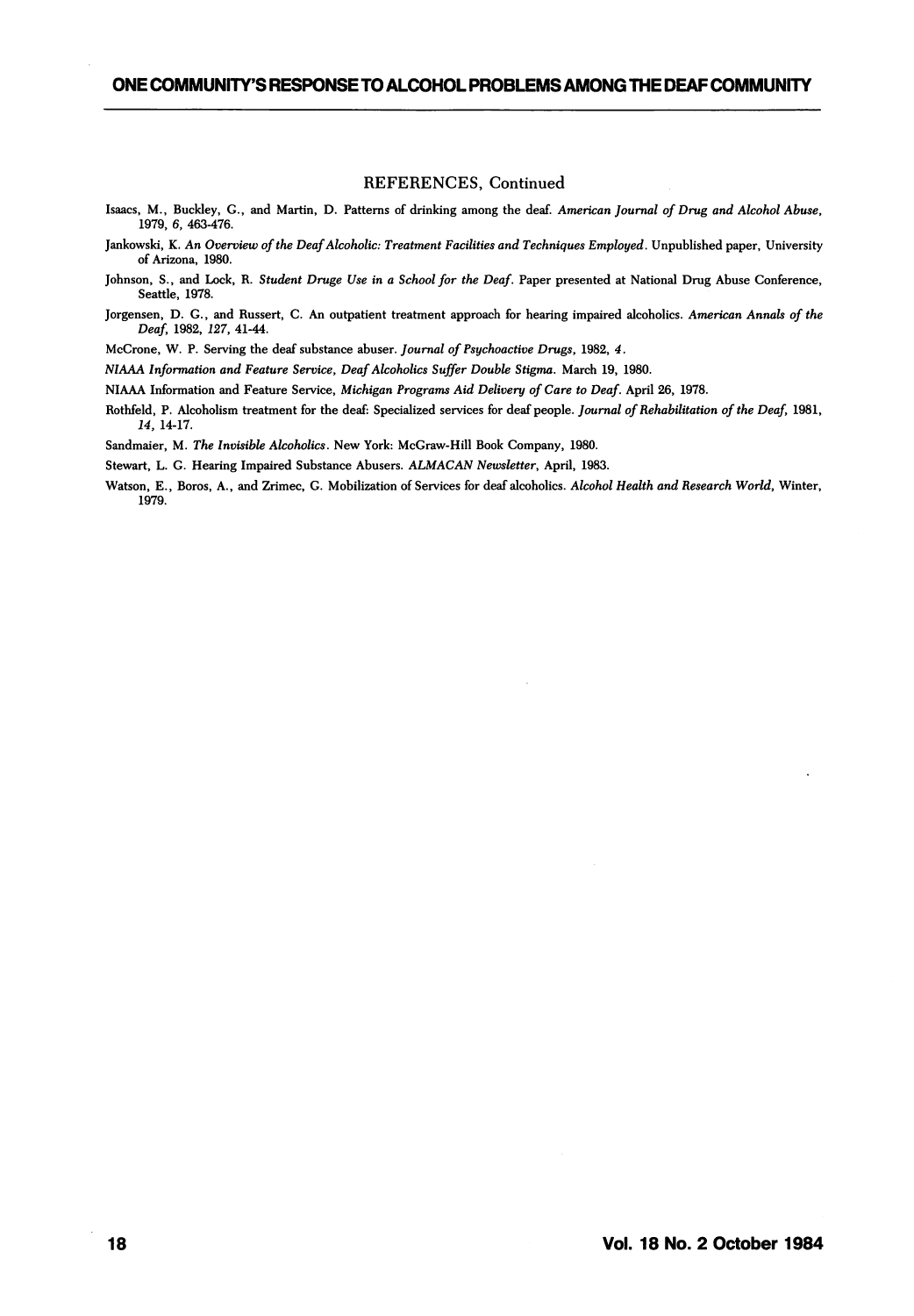## REFERENCES, Continued

Isaacs, M., Buckley, G., and Martin, D. Patterns of drinking among the deaf. *American Journal of Drug and Alcohol Abuse,* 1979, *6,* 463-476.

Jankowski, K. *An Overview of the Deaf Alcoholic: Treatment Facilities and Techniques Employed.* Unpublished paper, University of Arizona, 1980.

Johnson, S., and Lock, R. *Student Druge Use in a School for the Deaf.* Paper presented at National Drug Abuse Conference, Seattle, 1978.

Jorgensen, D. G., and Russert, C. An outpatient treatment approach for hearing impaired alcoholics. *American Annals of the Deaf,* 1982, *127,* 41-44.

McCrone, W. P. Serving the deaf substance abuser. *Journal of Psychoactive Drugs,* 1982, *4.*

*NIAAA Information and Feature Service, Deaf Alcoholics Suffer Double Stigma.* March 19, 1980.

NIAAA Information and Feature Service, *Michigan Programs Aid Delivery of Care to Deaf.* April 26, 1978.

Rothfeld, P. Alcoholism treatment for the deaf: Specialized services for deaf people. *Journal of Rehabilitation of the Deaf,* 1981, *14,* 14-17.

Sandmaier, M. *The Invisible Alcoholics.* New York: McGraw-Hill Book Company, 1980.

Stewart, L. G. Hearing Impaired Substance Abusers. *ALMACAN Newsletter,* April, 1983.

Watson, E., Boros, A., and Zrimec, G. Mobilization of Services for deaf alcoholics. *Alcohol Health and Research World,* Winter, 1979.